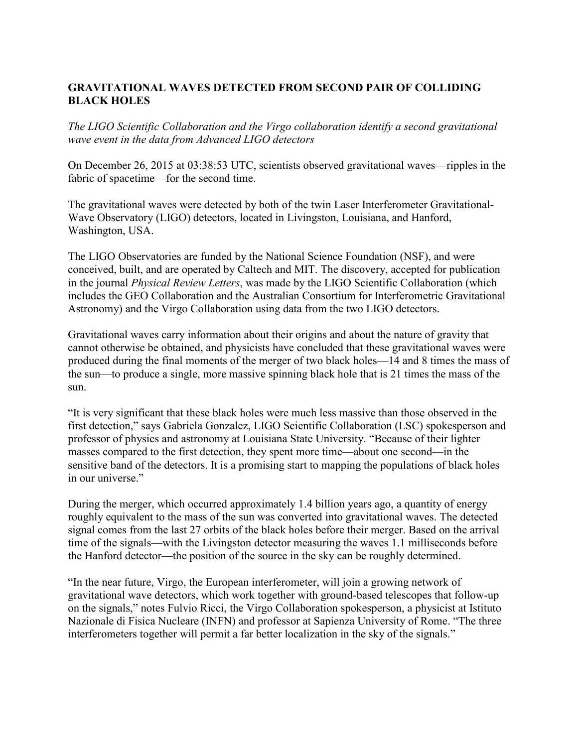# GRAVITATIONAL WAVES DETECTED FROM SECOND PAIR OF COLLIDING BLACK HOLES

*The LIGO Scientific Collaboration and the Virgo collaboration identify a second gravitational wave event in the data from Advanced LIGO detectors*

On December 26, 2015 at 03:38:53 UTC, scientists observed gravitational waves—ripples in the fabric of spacetime—for the second time.

The gravitational waves were detected by both of the twin Laser Interferometer Gravitational-Wave Observatory (LIGO) detectors, located in Livingston, Louisiana, and Hanford, Washington, USA.

The LIGO Observatories are funded by the National Science Foundation (NSF), and were conceived, built, and are operated by Caltech and MIT. The discovery, accepted for publication in the journal *Physical Review Letters*, was made by the LIGO Scientific Collaboration (which includes the GEO Collaboration and the Australian Consortium for Interferometric Gravitational Astronomy) and the Virgo Collaboration using data from the two LIGO detectors.

Gravitational waves carry information about their origins and about the nature of gravity that cannot otherwise be obtained, and physicists have concluded that these gravitational waves were produced during the final moments of the merger of two black holes—14 and 8 times the mass of the sun—to produce a single, more massive spinning black hole that is 21 times the mass of the sun.

"It is very significant that these black holes were much less massive than those observed in the first detection," says Gabriela Gonzalez, LIGO Scientific Collaboration (LSC) spokesperson and professor of physics and astronomy at Louisiana State University. "Because of their lighter masses compared to the first detection, they spent more time—about one second—in the sensitive band of the detectors. It is a promising start to mapping the populations of black holes in our universe."

During the merger, which occurred approximately 1.4 billion years ago, a quantity of energy roughly equivalent to the mass of the sun was converted into gravitational waves. The detected signal comes from the last 27 orbits of the black holes before their merger. Based on the arrival time of the signals—with the Livingston detector measuring the waves 1.1 milliseconds before the Hanford detector—the position of the source in the sky can be roughly determined.

"In the near future, Virgo, the European interferometer, will join a growing network of gravitational wave detectors, which work together with ground-based telescopes that follow-up on the signals," notes Fulvio Ricci, the Virgo Collaboration spokesperson, a physicist at Istituto Nazionale di Fisica Nucleare (INFN) and professor at Sapienza University of Rome. "The three interferometers together will permit a far better localization in the sky of the signals."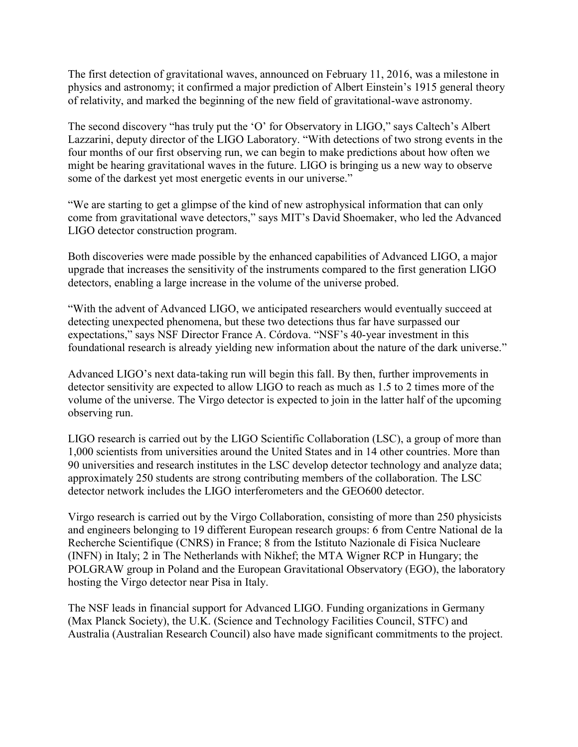The first detection of gravitational waves, announced on February 11, 2016, was a milestone in physics and astronomy; it confirmed a major prediction of Albert Einstein's 1915 general theory of relativity, and marked the beginning of the new field of gravitational-wave astronomy.

The second discovery "has truly put the 'O' for Observatory in LIGO," says Caltech's Albert Lazzarini, deputy director of the LIGO Laboratory. "With detections of two strong events in the four months of our first observing run, we can begin to make predictions about how often we might be hearing gravitational waves in the future. LIGO is bringing us a new way to observe some of the darkest yet most energetic events in our universe."

"We are starting to get a glimpse of the kind of new astrophysical information that can only come from gravitational wave detectors," says MIT's David Shoemaker, who led the Advanced LIGO detector construction program.

Both discoveries were made possible by the enhanced capabilities of Advanced LIGO, a major upgrade that increases the sensitivity of the instruments compared to the first generation LIGO detectors, enabling a large increase in the volume of the universe probed.

"With the advent of Advanced LIGO, we anticipated researchers would eventually succeed at detecting unexpected phenomena, but these two detections thus far have surpassed our expectations," says NSF Director France A. Córdova. "NSF's 40-year investment in this foundational research is already yielding new information about the nature of the dark universe."

Advanced LIGO's next data-taking run will begin this fall. By then, further improvements in detector sensitivity are expected to allow LIGO to reach as much as 1.5 to 2 times more of the volume of the universe. The Virgo detector is expected to join in the latter half of the upcoming observing run.

LIGO research is carried out by the LIGO Scientific Collaboration (LSC), a group of more than 1,000 scientists from universities around the United States and in 14 other countries. More than 90 universities and research institutes in the LSC develop detector technology and analyze data; approximately 250 students are strong contributing members of the collaboration. The LSC detector network includes the LIGO interferometers and the GEO600 detector.

Virgo research is carried out by the Virgo Collaboration, consisting of more than 250 physicists and engineers belonging to 19 different European research groups: 6 from Centre National de la Recherche Scientifique (CNRS) in France; 8 from the Istituto Nazionale di Fisica Nucleare (INFN) in Italy; 2 in The Netherlands with Nikhef; the MTA Wigner RCP in Hungary; the POLGRAW group in Poland and the European Gravitational Observatory (EGO), the laboratory hosting the Virgo detector near Pisa in Italy.

The NSF leads in financial support for Advanced LIGO. Funding organizations in Germany (Max Planck Society), the U.K. (Science and Technology Facilities Council, STFC) and Australia (Australian Research Council) also have made significant commitments to the project.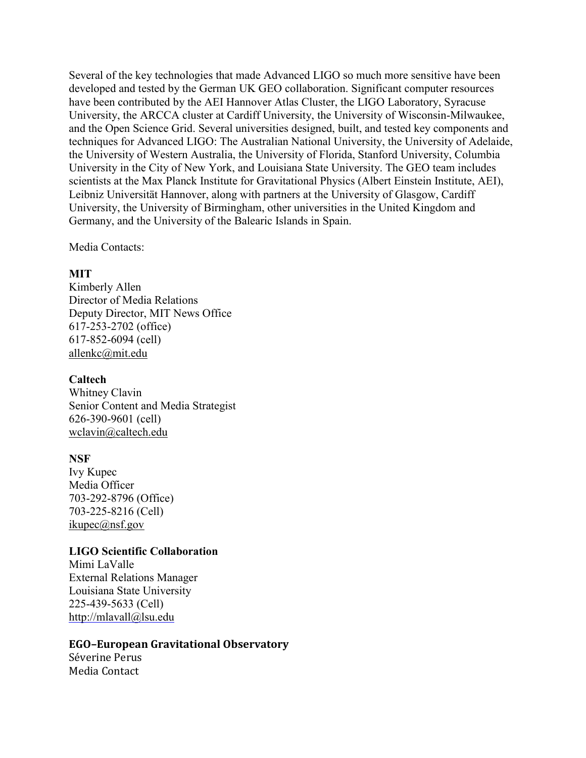Several of the key technologies that made Advanced LIGO so much more sensitive have been developed and tested by the German UK GEO collaboration. Significant computer resources have been contributed by the AEI Hannover Atlas Cluster, the LIGO Laboratory, Syracuse University, the ARCCA cluster at Cardiff University, the University of Wisconsin-Milwaukee, and the Open Science Grid. Several universities designed, built, and tested key components and techniques for Advanced LIGO: The Australian National University, the University of Adelaide, the University of Western Australia, the University of Florida, Stanford University, Columbia University in the City of New York, and Louisiana State University. The GEO team includes scientists at the Max Planck Institute for Gravitational Physics (Albert Einstein Institute, AEI), Leibniz Universität Hannover, along with partners at the University of Glasgow, Cardiff University, the University of Birmingham, other universities in the United Kingdom and Germany, and the University of the Balearic Islands in Spain.

Media Contacts:

**MIT**
Kimberly Allen
Director of Media Relations
Deputy Director, MIT News Office
617-253-2702 (office)
617-852-6094 (cell)
allenkc@mit.edu

**Caltech**
Whitney Clavin
Senior Content and Media Strategist
626-390-9601 (cell)
wclavin@caltech.edu

**NSF**
Ivy Kupec
Media Officer
703-292-8796 (Office)
703-225-8216 (Cell)
ikupec@nsf.gov

**LIGO Scientific Collaboration**
Mimi LaValle
External Relations Manager
Louisiana State University
225-439-5633 (Cell)
http://mlavall@lsu.edu

**EGO–European Gravitational Observatory**
Séverine Perus
Media Contact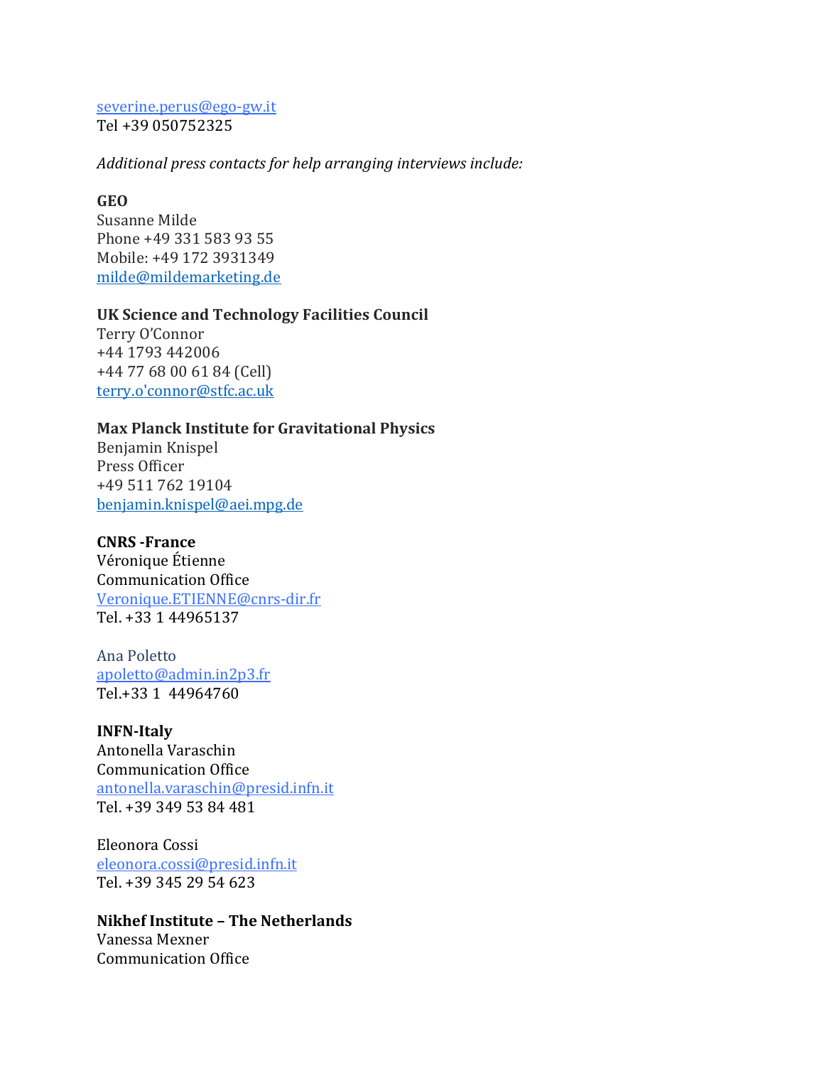severine.perus@ego-gw.it
Tel +39 050752325

*Additional press contacts for help arranging interviews include:*

**GEO**
Susanne Milde
Phone +49 331 583 93 55
Mobile: +49 172 3931349
milde@mildemarketing.de

**UK Science and Technology Facilities Council**
Terry O'Connor
+44 1793 442006
+44 77 68 00 61 84 (Cell)
terry.o'connor@stfc.ac.uk

**Max Planck Institute for Gravitational Physics**
Benjamin Knispel
Press Officer
+49 511 762 19104
benjamin.knispel@aei.mpg.de

**CNRS -France**
Véronique Étienne
Communication Office
Veronique.ETIENNE@cnrs-dir.fr
Tel. +33 1 44965137

Ana Poletto
apoletto@admin.in2p3.fr
Tel.+33 1 44964760

**INFN-Italy**
Antonella Varaschin
Communication Office
antonella.varaschin@presid.infn.it
Tel. +39 349 53 84 481

Eleonora Cossi
eleonora.cossi@presid.infn.it
Tel. +39 345 29 54 623

**Nikhef Institute – The Netherlands**
Vanessa Mexner
Communication Office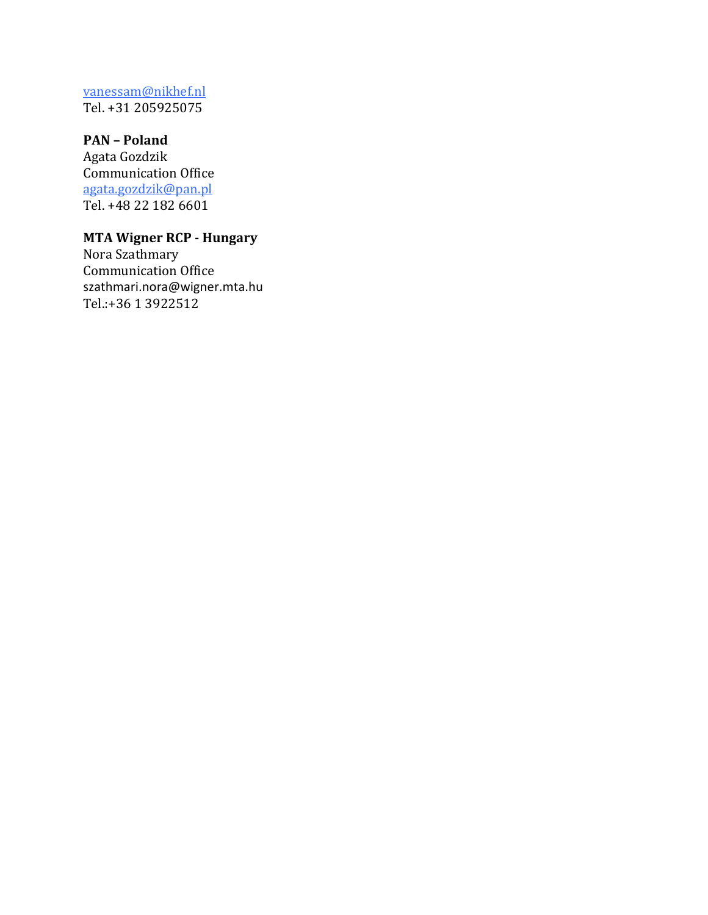vanessam@nikhef.nl
Tel. +31 205925075

**PAN – Poland**
Agata Gozdzik
Communication Office
agata.gozdzik@pan.pl
Tel. +48 22 182 6601

**MTA Wigner RCP - Hungary**
Nora Szathmary
Communication Office
szathmari.nora@wigner.mta.hu
Tel.:+36 1 3922512